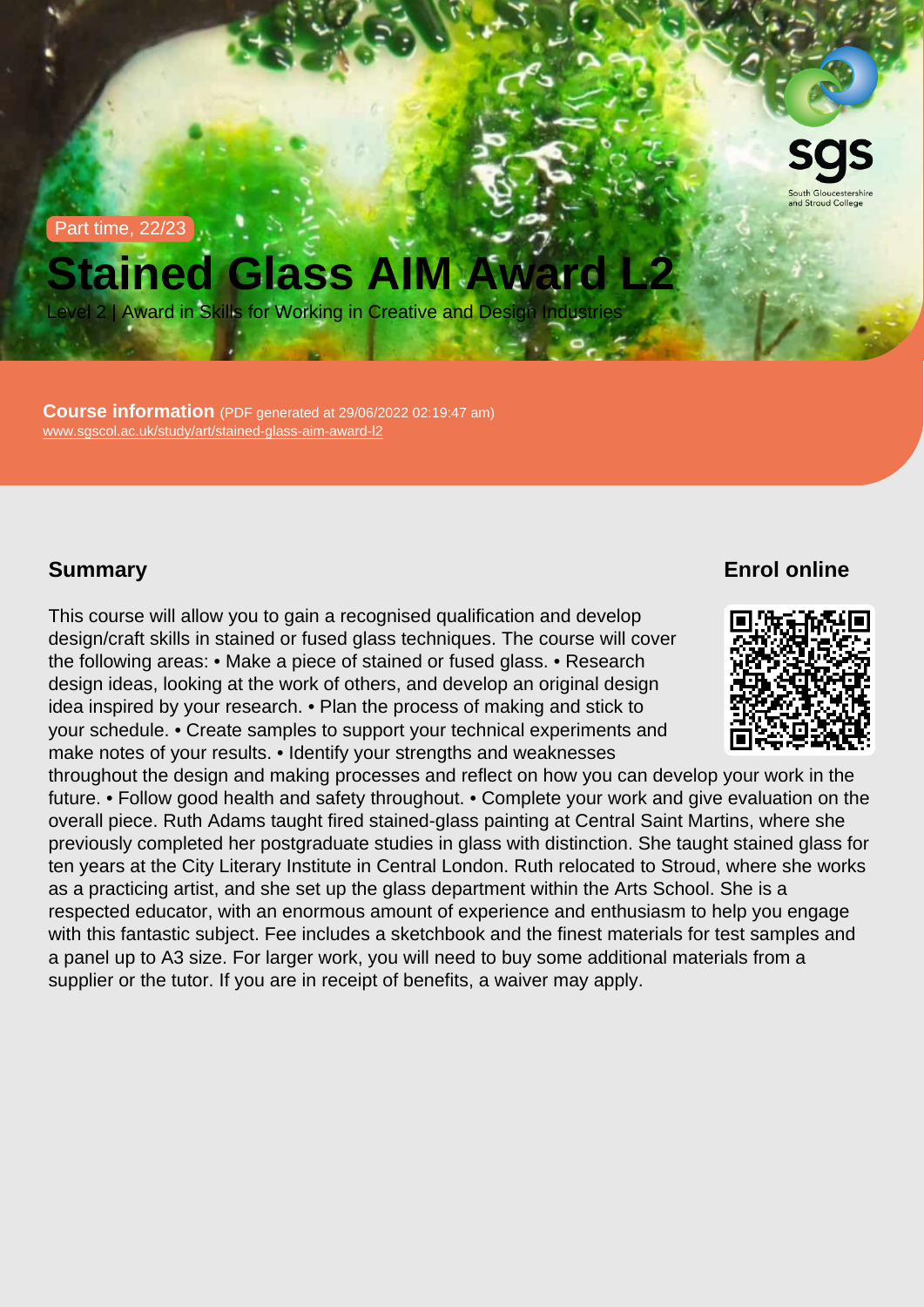Part time, 22/23

# Stained Glass AIM Award L2

Level 2 | Award in Skills for Working in Creative and Design Industries

**Course information** (PDF generated at 29/06/2022 02:19:47 am)
www.sgscol.ac.uk/study/art/stained-glass-aim-award-l2

## Summary

This course will allow you to gain a recognised qualification and develop design/craft skills in stained or fused glass techniques. The course will cover the following areas: • Make a piece of stained or fused glass. • Research design ideas, looking at the work of others, and develop an original design idea inspired by your research. • Plan the process of making and stick to your schedule. • Create samples to support your technical experiments and make notes of your results. • Identify your strengths and weaknesses throughout the design and making processes and reflect on how you can develop your work in the future. • Follow good health and safety throughout. • Complete your work and give evaluation on the overall piece. Ruth Adams taught fired stained-glass painting at Central Saint Martins, where she previously completed her postgraduate studies in glass with distinction. She taught stained glass for ten years at the City Literary Institute in Central London. Ruth relocated to Stroud, where she works as a practicing artist, and she set up the glass department within the Arts School. She is a respected educator, with an enormous amount of experience and enthusiasm to help you engage with this fantastic subject. Fee includes a sketchbook and the finest materials for test samples and a panel up to A3 size. For larger work, you will need to buy some additional materials from a supplier or the tutor. If you are in receipt of benefits, a waiver may apply.

## Enrol online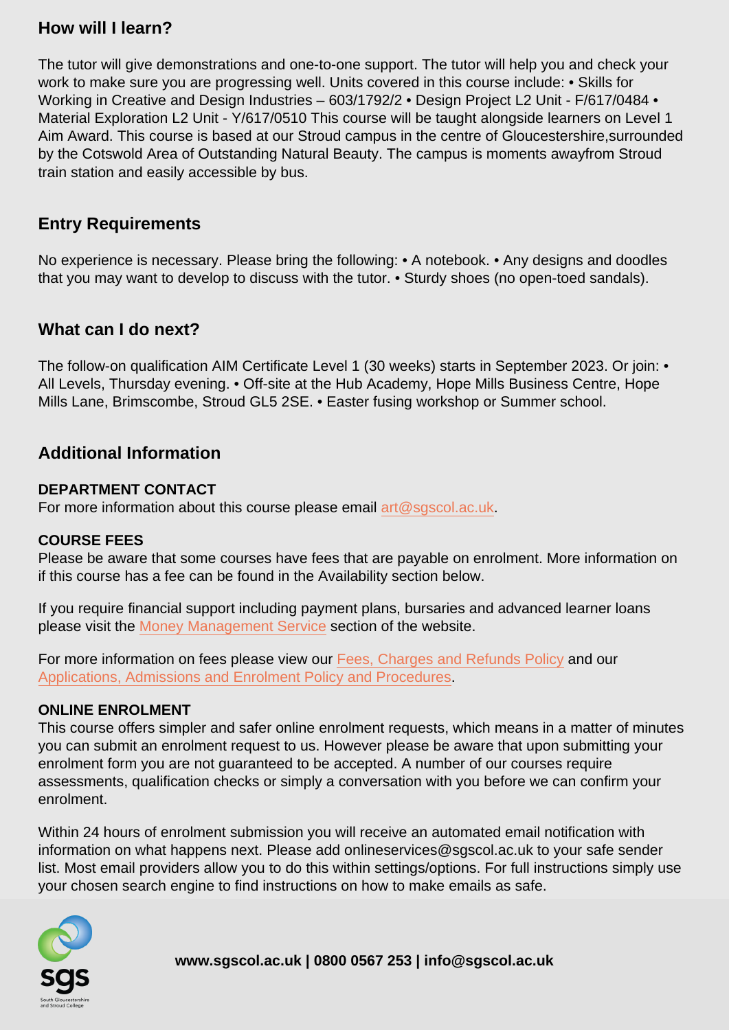## How will I learn?

The tutor will give demonstrations and one-to-one support. The tutor will help you and check your work to make sure you are progressing well. Units covered in this course include: • Skills for Working in Creative and Design Industries – 603/1792/2 • Design Project L2 Unit - F/617/0484 • Material Exploration L2 Unit - Y/617/0510 This course will be taught alongside learners on Level 1 Aim Award. This course is based at our Stroud campus in the centre of Gloucestershire,surrounded by the Cotswold Area of Outstanding Natural Beauty. The campus is moments awayfrom Stroud train station and easily accessible by bus.

## Entry Requirements

No experience is necessary. Please bring the following: • A notebook. • Any designs and doodles that you may want to develop to discuss with the tutor. • Sturdy shoes (no open-toed sandals).

## What can I do next?

The follow-on qualification AIM Certificate Level 1 (30 weeks) starts in September 2023. Or join: • All Levels, Thursday evening. • Off-site at the Hub Academy, Hope Mills Business Centre, Hope Mills Lane, Brimscombe, Stroud GL5 2SE. • Easter fusing workshop or Summer school.

## Additional Information

**DEPARTMENT CONTACT**
For more information about this course please email art@sgscol.ac.uk.

**COURSE FEES**
Please be aware that some courses have fees that are payable on enrolment. More information on if this course has a fee can be found in the Availability section below.

If you require financial support including payment plans, bursaries and advanced learner loans please visit the Money Management Service section of the website.

For more information on fees please view our Fees, Charges and Refunds Policy and our Applications, Admissions and Enrolment Policy and Procedures.

**ONLINE ENROLMENT**
This course offers simpler and safer online enrolment requests, which means in a matter of minutes you can submit an enrolment request to us. However please be aware that upon submitting your enrolment form you are not guaranteed to be accepted. A number of our courses require assessments, qualification checks or simply a conversation with you before we can confirm your enrolment.

Within 24 hours of enrolment submission you will receive an automated email notification with information on what happens next. Please add onlineservices@sgscol.ac.uk to your safe sender list. Most email providers allow you to do this within settings/options. For full instructions simply use your chosen search engine to find instructions on how to make emails as safe.

sgs
South Gloucestershire and Stroud College

**www.sgscol.ac.uk | 0800 0567 253 | info@sgscol.ac.uk**